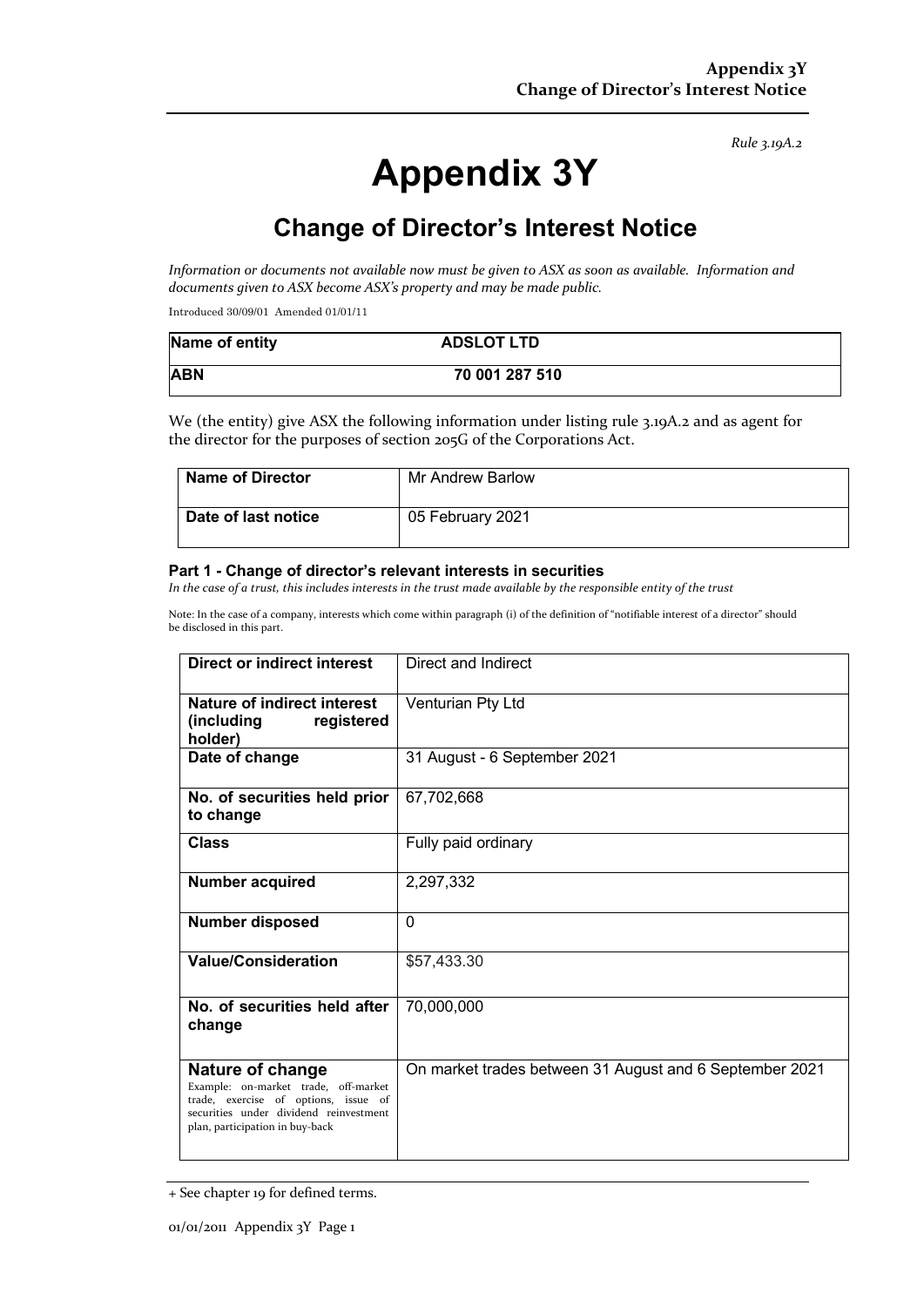*Rule 3.19A.2*

# Appendix 3Y

## Change of Director's Interest Notice

*Information or documents not available now must be given to ASX as soon as available. Information and documents given to ASX become ASX's property and may be made public.*

Introduced 30/09/01 Amended 01/01/11

| Name of entity | ADSLOT LTD |
|---|---|
| **ABN** | **70 001 287 510** |

We (the entity) give ASX the following information under listing rule 3.19A.2 and as agent for the director for the purposes of section 205G of the Corporations Act.

| Name of Director | Mr Andrew Barlow |
|---|---|
| **Date of last notice** | 05 February 2021 |

### Part 1 - Change of director's relevant interests in securities

*In the case of a trust, this includes interests in the trust made available by the responsible entity of the trust*

Note: In the case of a company, interests which come within paragraph (i) of the definition of "notifiable interest of a director" should be disclosed in this part.

| Direct or indirect interest | Direct and Indirect |
|---|---|
| **Nature of indirect interest (including registered holder)** | Venturian Pty Ltd |
| **Date of change** | 31 August - 6 September 2021 |
| **No. of securities held prior to change** | 67,702,668 |
| **Class** | Fully paid ordinary |
| **Number acquired** | 2,297,332 |
| **Number disposed** | 0 |
| **Value/Consideration** | $57,433.30 |
| **No. of securities held after change** | 70,000,000 |
| **Nature of change** Example: on-market trade, off-market trade, exercise of options, issue of securities under dividend reinvestment plan, participation in buy-back | On market trades between 31 August and 6 September 2021 |

+ See chapter 19 for defined terms.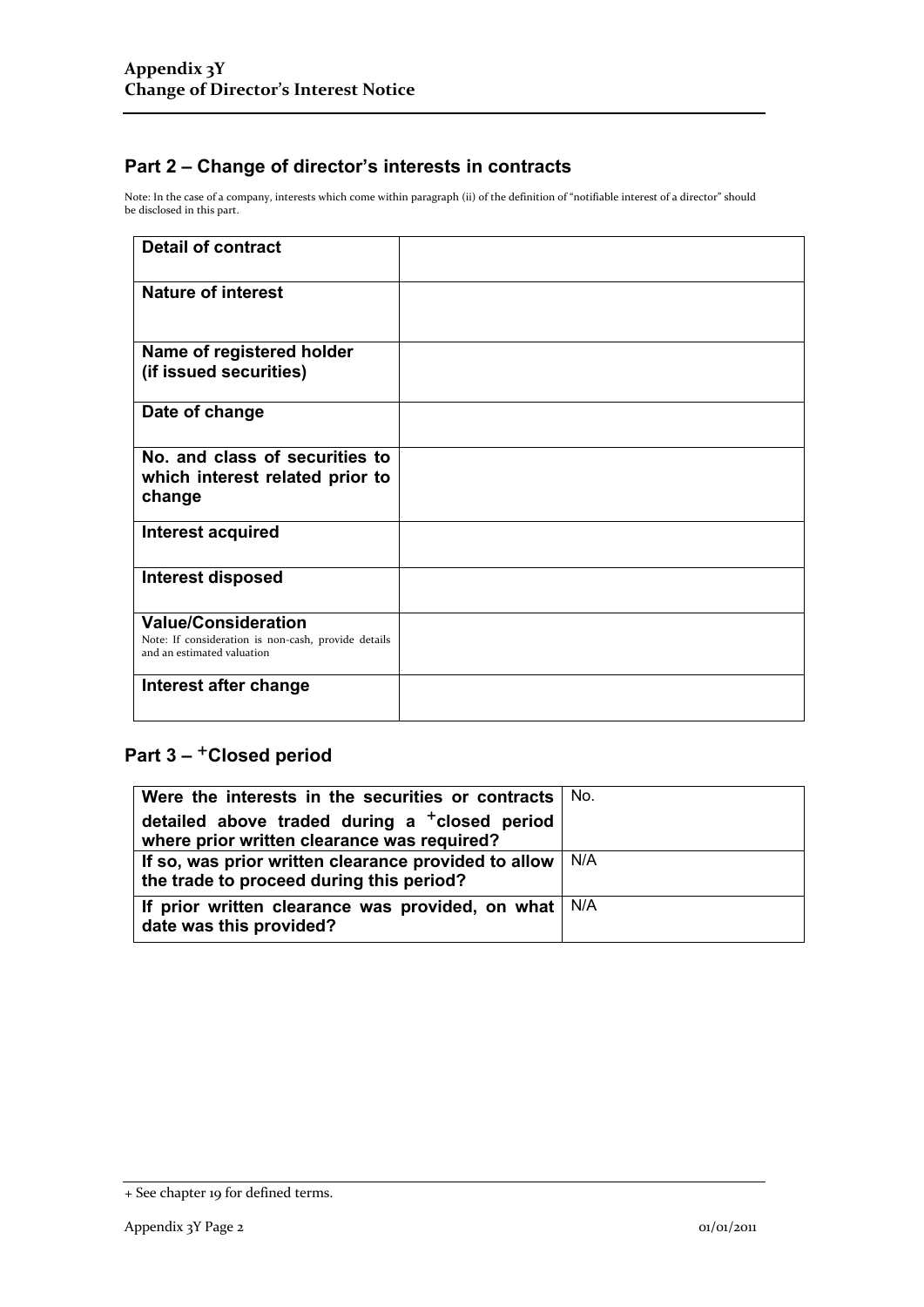## Part 2 – Change of director's interests in contracts

Note: In the case of a company, interests which come within paragraph (ii) of the definition of "notifiable interest of a director" should be disclosed in this part.

| | |
|---|---|
| **Detail of contract** | |
| **Nature of interest** | |
| **Name of registered holder (if issued securities)** | |
| **Date of change** | |
| **No. and class of securities to which interest related prior to change** | |
| **Interest acquired** | |
| **Interest disposed** | |
| **Value/Consideration** Note: If consideration is non-cash, provide details and an estimated valuation | |
| **Interest after change** | |

## Part 3 – +Closed period

| | |
|---|---|
| **Were the interests in the securities or contracts detailed above traded during a +closed period where prior written clearance was required?** | No. |
| **If so, was prior written clearance provided to allow the trade to proceed during this period?** | N/A |
| **If prior written clearance was provided, on what date was this provided?** | N/A |

+ See chapter 19 for defined terms.